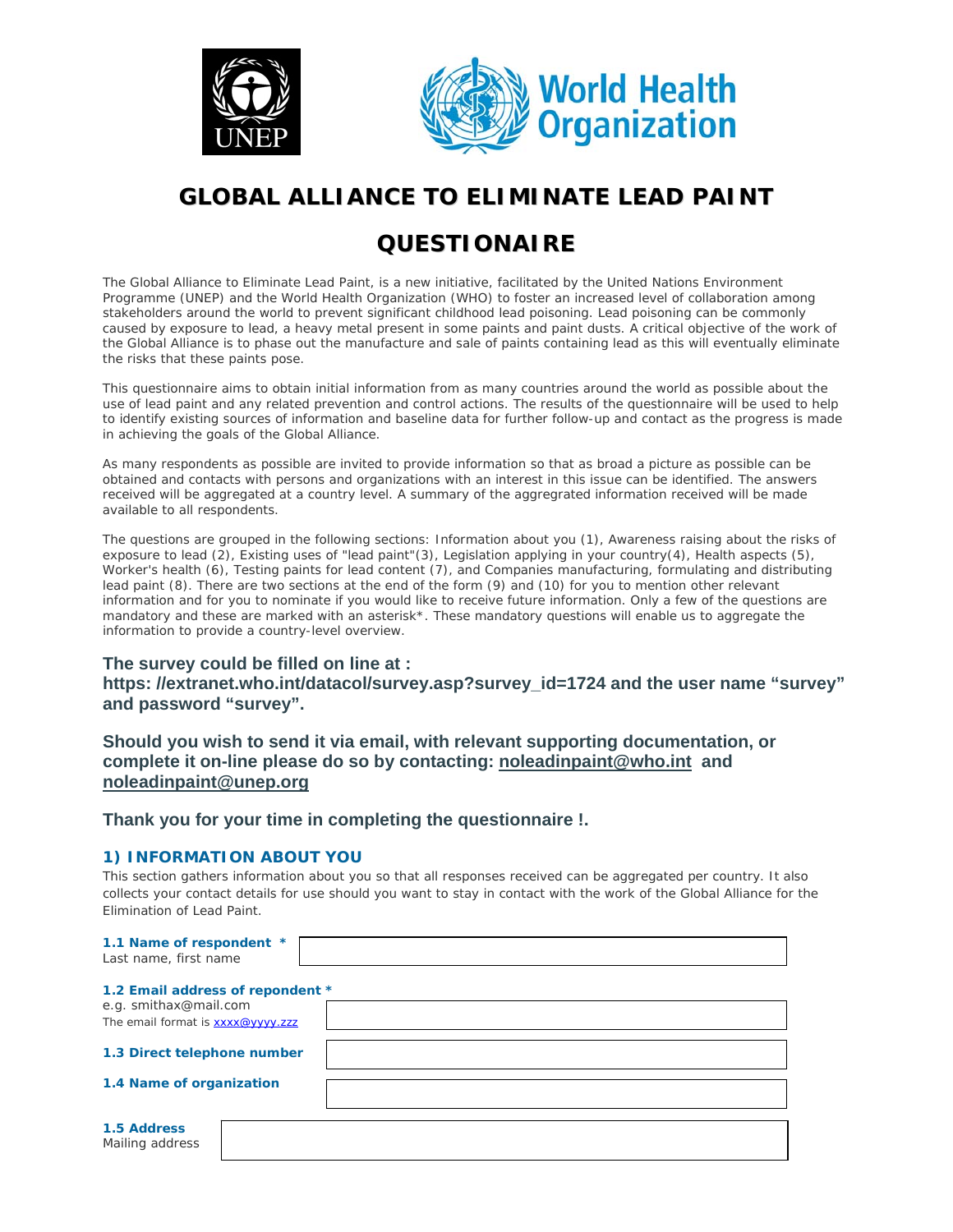# GLOBAL ALLIANCE TO ELIMINATE LEAD PAINT

# QUESTIONAIRE

The Global Alliance to Eliminate Lead Paint, is a new initiative, facilitated by the United Nations Environment Programme (UNEP) and the World Health Organization (WHO) to foster an increased level of collaboration among stakeholders around the world to prevent significant childhood lead poisoning. Lead poisoning can be commonly caused by exposure to lead, a heavy metal present in some paints and paint dusts. A critical objective of the work of the Global Alliance is to phase out the manufacture and sale of paints containing lead as this will eventually eliminate the risks that these paints pose.

This questionnaire aims to obtain initial information from as many countries around the world as possible about the use of lead paint and any related prevention and control actions. The results of the questionnaire will be used to help to identify existing sources of information and baseline data for further follow-up and contact as the progress is made in achieving the goals of the Global Alliance.

As many respondents as possible are invited to provide information so that as broad a picture as possible can be obtained and contacts with persons and organizations with an interest in this issue can be identified. The answers received will be aggregated at a country level. A summary of the aggregrated information received will be made available to all respondents.

The questions are grouped in the following sections: Information about you (1), Awareness raising about the risks of exposure to lead (2), Existing uses of "lead paint"(3), Legislation applying in your country(4), Health aspects (5), Worker's health (6), Testing paints for lead content (7), and Companies manufacturing, formulating and distributing lead paint (8). There are two sections at the end of the form (9) and (10) for you to mention other relevant information and for you to nominate if you would like to receive future information. Only a few of the questions are mandatory and these are marked with an asterisk*. These mandatory questions will enable us to aggregate the information to provide a country-level overview.

**The survey could be filled on line at : https: //extranet.who.int/datacol/survey.asp?survey_id=1724 and the user name “survey” and password “survey”.**

**Should you wish to send it via email, with relevant supporting documentation, or complete it on-line please do so by contacting: noleadinpaint@who.int and noleadinpaint@unep.org**

**Thank you for your time in completing the questionnaire !.**

## 1) INFORMATION ABOUT YOU

This section gathers information about you so that all responses received can be aggregated per country. It also collects your contact details for use should you want to stay in contact with the work of the Global Alliance for the Elimination of Lead Paint.

**1.1 Name of respondent \***
Last name, first name

**1.2 Email address of repondent \***
e.g. smithax@mail.com
The email format is xxxx@yyyy.zzz

**1.3 Direct telephone number**

**1.4 Name of organization**

**1.5 Address**
Mailing address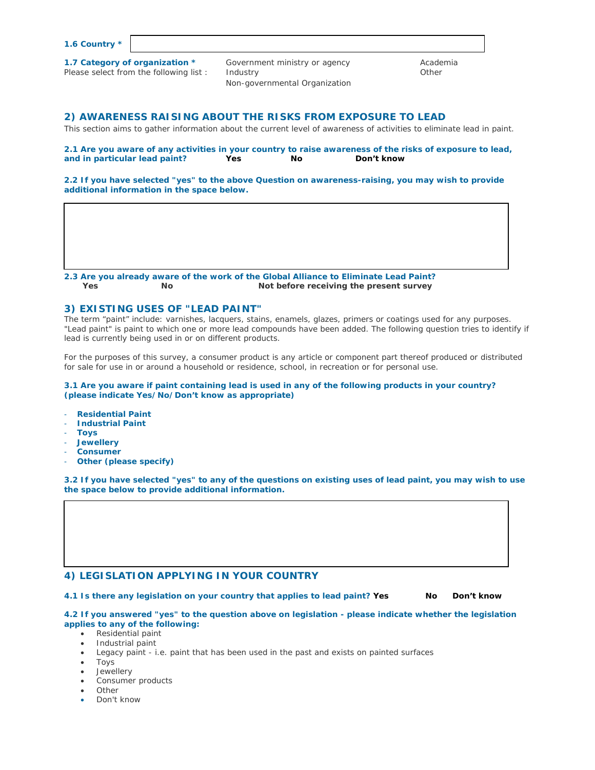**1.6 Country ***

**1.7 Category of organization ***
Please select from the following list :

Government ministry or agency
Industry
Non-governmental Organization
Academia
Other

## 2) AWARENESS RAISING ABOUT THE RISKS FROM EXPOSURE TO LEAD

This section aims to gather information about the current level of awareness of activities to eliminate lead in paint.

**2.1 Are you aware of any activities in your country to raise awareness of the risks of exposure to lead, and in particular lead paint?** **Yes** **No** **Don't know**

**2.2 If you have selected "yes" to the above Question on awareness-raising, you may wish to provide additional information in the space below.**

**2.3 Are you already aware of the work of the Global Alliance to Eliminate Lead Paint?**
**Yes** **No** **Not before receiving the present survey**

## 3) EXISTING USES OF "LEAD PAINT"

The term "paint" include: varnishes, lacquers, stains, enamels, glazes, primers or coatings used for any purposes. "Lead paint" is paint to which one or more lead compounds have been added. The following question tries to identify if lead is currently being used in or on different products.

For the purposes of this survey, a consumer product is any article or component part thereof produced or distributed for sale for use in or around a household or residence, school, in recreation or for personal use.

**3.1 Are you aware if paint containing lead is used in any of the following products in your country? (please indicate Yes/No/Don't know as appropriate)**

- **Residential Paint**
- **Industrial Paint**
- **Toys**
- **Jewellery**
- **Consumer**
- **Other (please specify)**

**3.2 If you have selected "yes" to any of the questions on existing uses of lead paint, you may wish to use the space below to provide additional information.**

## 4) LEGISLATION APPLYING IN YOUR COUNTRY

**4.1 Is there any legislation on your country that applies to lead paint?** **Yes** **No** **Don't know**

**4.2 If you answered "yes" to the question above on legislation - please indicate whether the legislation applies to any of the following:**

- Residential paint
- Industrial paint
- Legacy paint - i.e. paint that has been used in the past and exists on painted surfaces
- Toys
- Jewellery
- Consumer products
- Other
- Don't know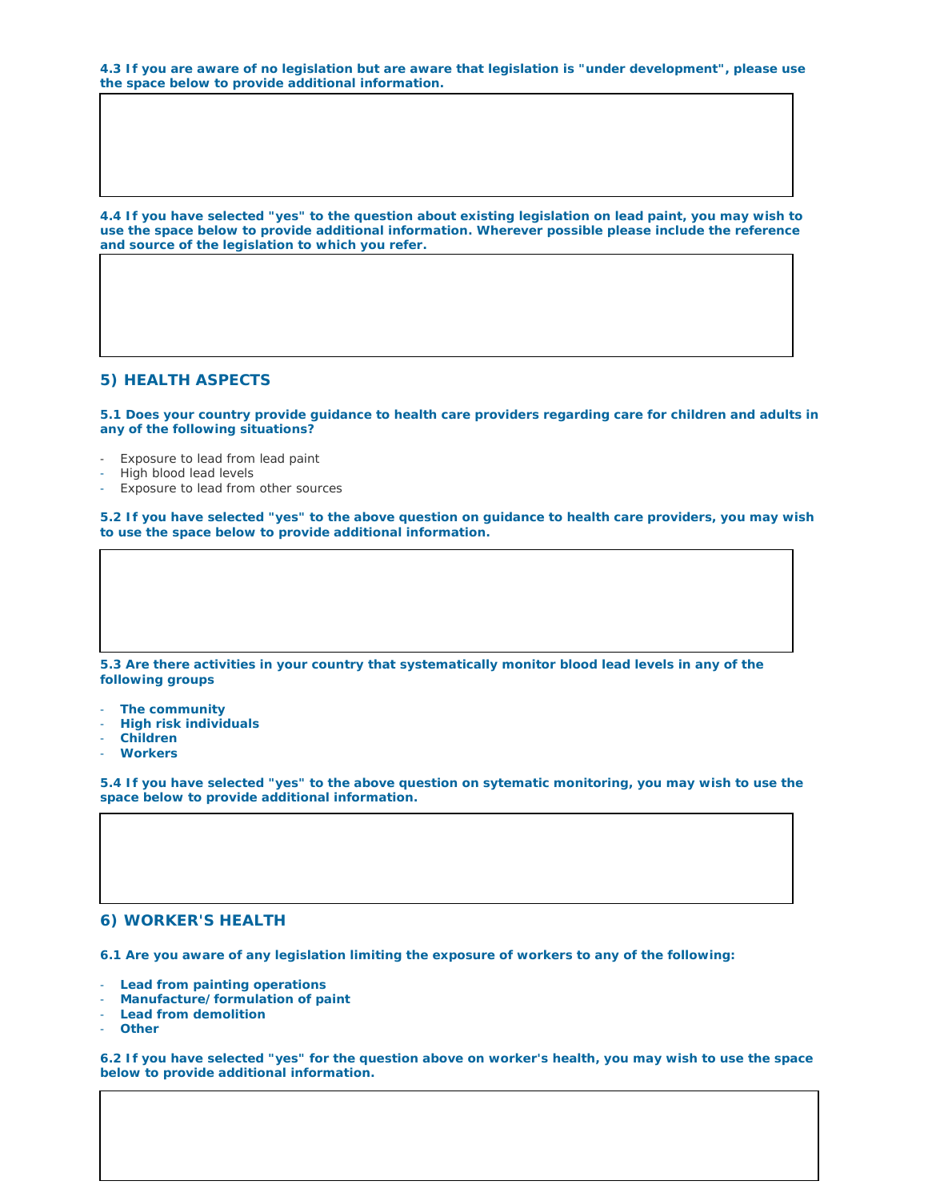**4.3 If you are aware of no legislation but are aware that legislation is "under development", please use the space below to provide additional information.**

**4.4 If you have selected "yes" to the question about existing legislation on lead paint, you may wish to use the space below to provide additional information. Wherever possible please include the reference and source of the legislation to which you refer.**

## 5) HEALTH ASPECTS

**5.1 Does your country provide guidance to health care providers regarding care for children and adults in any of the following situations?**

- Exposure to lead from lead paint
- High blood lead levels
- Exposure to lead from other sources

**5.2 If you have selected "yes" to the above question on guidance to health care providers, you may wish to use the space below to provide additional information.**

**5.3 Are there activities in your country that systematically monitor blood lead levels in any of the following groups**

- **The community**
- **High risk individuals**
- **Children**
- **Workers**

**5.4 If you have selected "yes" to the above question on sytematic monitoring, you may wish to use the space below to provide additional information.**

## 6) WORKER'S HEALTH

**6.1 Are you aware of any legislation limiting the exposure of workers to any of the following:**

- **Lead from painting operations**
- **Manufacture/formulation of paint**
- **Lead from demolition**
- **Other**

**6.2 If you have selected "yes" for the question above on worker's health, you may wish to use the space below to provide additional information.**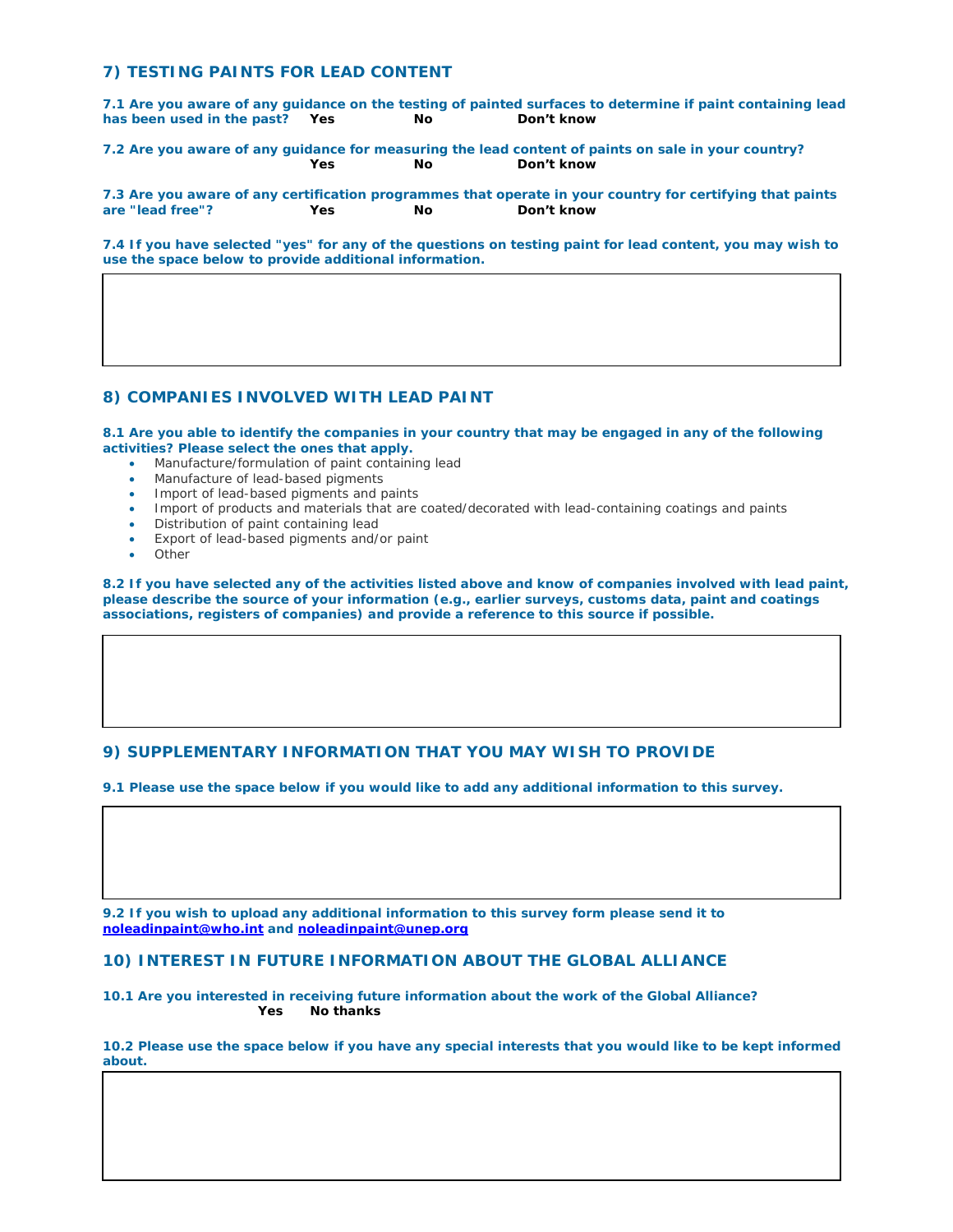## 7) TESTING PAINTS FOR LEAD CONTENT

**7.1 Are you aware of any guidance on the testing of painted surfaces to determine if paint containing lead has been used in the past?** **Yes** **No** **Don't know**

**7.2 Are you aware of any guidance for measuring the lead content of paints on sale in your country?**
**Yes** **No** **Don't know**

**7.3 Are you aware of any certification programmes that operate in your country for certifying that paints are "lead free"?** **Yes** **No** **Don't know**

**7.4 If you have selected "yes" for any of the questions on testing paint for lead content, you may wish to use the space below to provide additional information.**

## 8) COMPANIES INVOLVED WITH LEAD PAINT

**8.1 Are you able to identify the companies in your country that may be engaged in any of the following activities? Please select the ones that apply.**

- Manufacture/formulation of paint containing lead
- Manufacture of lead-based pigments
- Import of lead-based pigments and paints
- Import of products and materials that are coated/decorated with lead-containing coatings and paints
- Distribution of paint containing lead
- Export of lead-based pigments and/or paint
- Other

**8.2 If you have selected any of the activities listed above and know of companies involved with lead paint, please describe the source of your information (e.g., earlier surveys, customs data, paint and coatings associations, registers of companies) and provide a reference to this source if possible.**

## 9) SUPPLEMENTARY INFORMATION THAT YOU MAY WISH TO PROVIDE

**9.1 Please use the space below if you would like to add any additional information to this survey.**

**9.2 If you wish to upload any additional information to this survey form please send it to noleadinpaint@who.int and noleadinpaint@unep.org**

## 10) INTEREST IN FUTURE INFORMATION ABOUT THE GLOBAL ALLIANCE

**10.1 Are you interested in receiving future information about the work of the Global Alliance?**
**Yes** **No thanks**

**10.2 Please use the space below if you have any special interests that you would like to be kept informed about.**